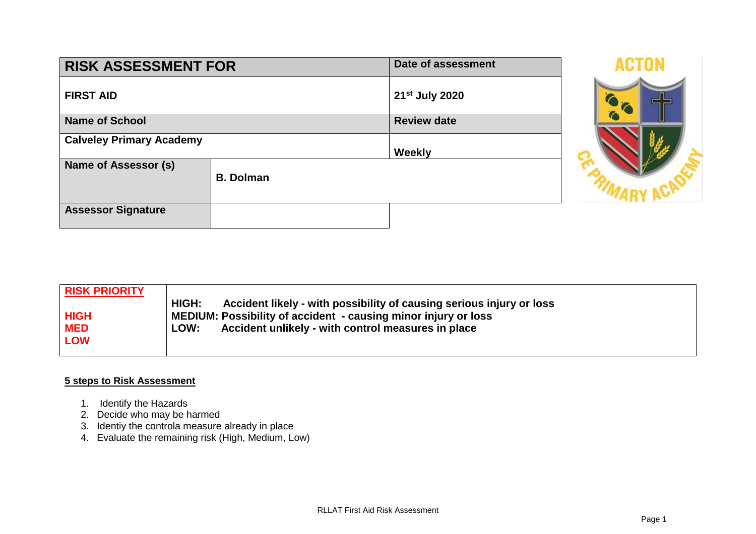| RISK ASSESSMENT FOR | | Date of assessment |
|---|---|---|
| **FIRST AID** | | **21st July 2020** |
| **Name of School** | | **Review date** |
| **Calveley Primary Academy** | | **Weekly** |
| **Name of Assessor (s)** | **B. Dolman** | |
| **Assessor Signature** | | |

| RISK PRIORITY | |
|---|---|
| **HIGH** | **HIGH: Accident likely - with possibility of causing serious injury or loss** |
| **MED** | **MEDIUM: Possibility of accident - causing minor injury or loss** |
| **LOW** | **LOW: Accident unlikely - with control measures in place** |

**5 steps to Risk Assessment**

1. Identify the Hazards
2. Decide who may be harmed
3. Identiy the controla measure already in place
4. Evaluate the remaining risk (High, Medium, Low)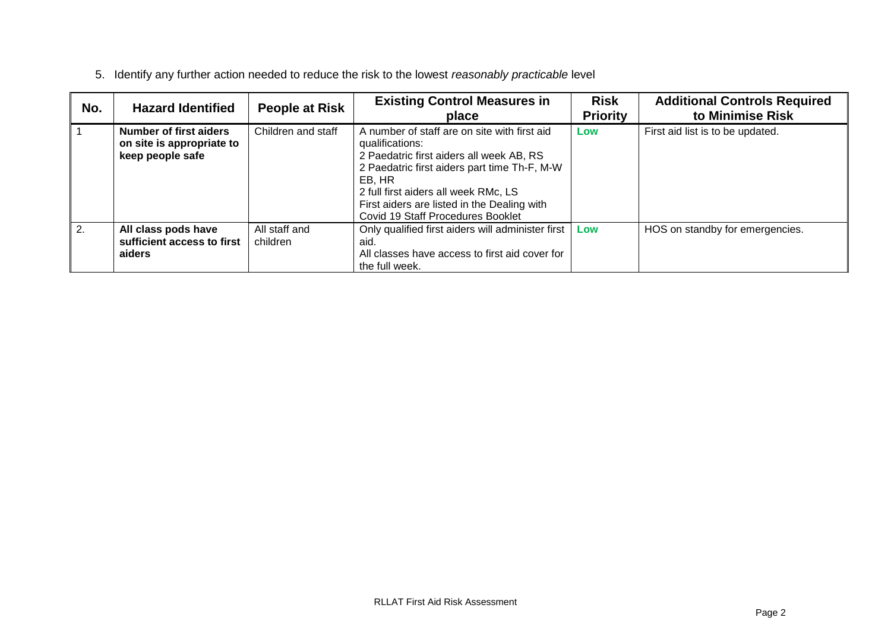5. Identify any further action needed to reduce the risk to the lowest *reasonably practicable* level

| No. | Hazard Identified | People at Risk | Existing Control Measures in place | Risk Priority | Additional Controls Required to Minimise Risk |
|---|---|---|---|---|---|
| 1 | **Number of first aiders on site is appropriate to keep people safe** | Children and staff | A number of staff are on site with first aid qualifications:<br>2 Paedatric first aiders all week AB, RS<br>2 Paedatric first aiders part time Th-F, M-W EB, HR<br>2 full first aiders all week RMc, LS<br>First aiders are listed in the Dealing with Covid 19 Staff Procedures Booklet | Low | First aid list is to be updated. |
| 2. | **All class pods have sufficient access to first aiders** | All staff and children | Only qualified first aiders will administer first aid.<br>All classes have access to first aid cover for the full week. | Low | HOS on standby for emergencies. |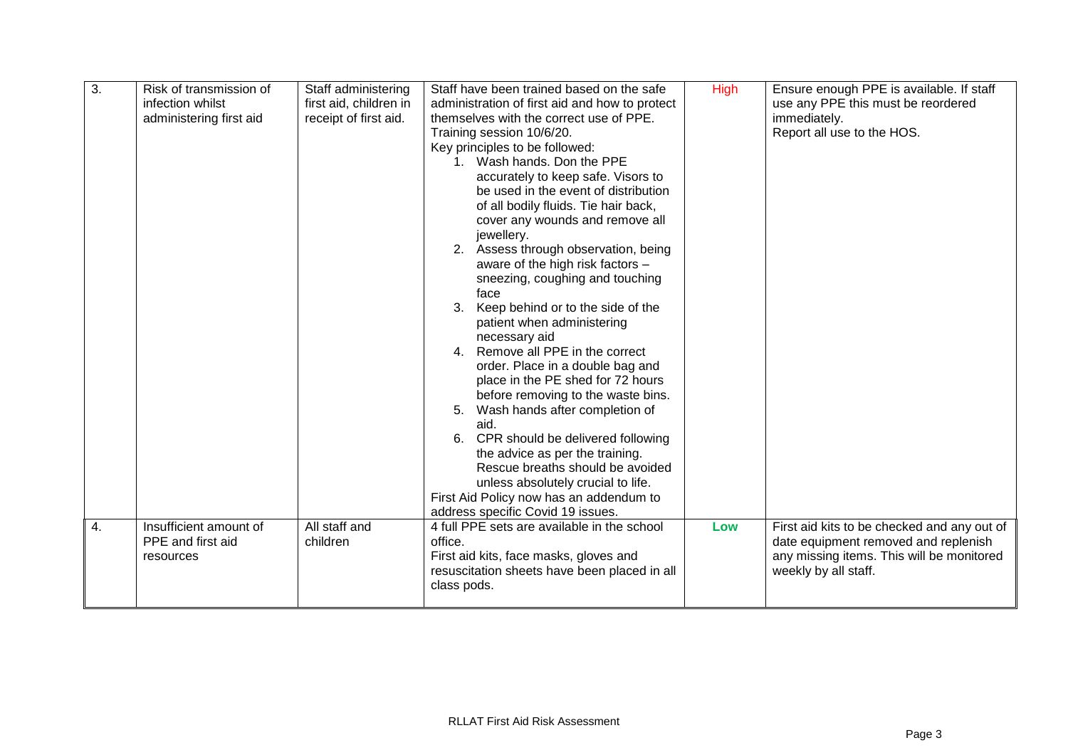| 3. | Risk of transmission of infection whilst administering first aid | Staff administering first aid, children in receipt of first aid. | Staff have been trained based on the safe administration of first aid and how to protect themselves with the correct use of PPE.<br>Training session 10/6/20.<br>Key principles to be followed:<br>1. Wash hands. Don the PPE accurately to keep safe. Visors to be used in the event of distribution of all bodily fluids. Tie hair back, cover any wounds and remove all jewellery.<br>2. Assess through observation, being aware of the high risk factors – sneezing, coughing and touching face<br>3. Keep behind or to the side of the patient when administering necessary aid<br>4. Remove all PPE in the correct order. Place in a double bag and place in the PE shed for 72 hours before removing to the waste bins.<br>5. Wash hands after completion of aid.<br>6. CPR should be delivered following the advice as per the training. Rescue breaths should be avoided unless absolutely crucial to life.<br>First Aid Policy now has an addendum to address specific Covid 19 issues. | High | Ensure enough PPE is available. If staff use any PPE this must be reordered immediately.<br>Report all use to the HOS. |
|---|---|---|---|---|---|
| 4. | Insufficient amount of PPE and first aid resources | All staff and children | 4 full PPE sets are available in the school office.<br>First aid kits, face masks, gloves and resuscitation sheets have been placed in all class pods. | Low | First aid kits to be checked and any out of date equipment removed and replenish any missing items. This will be monitored weekly by all staff. |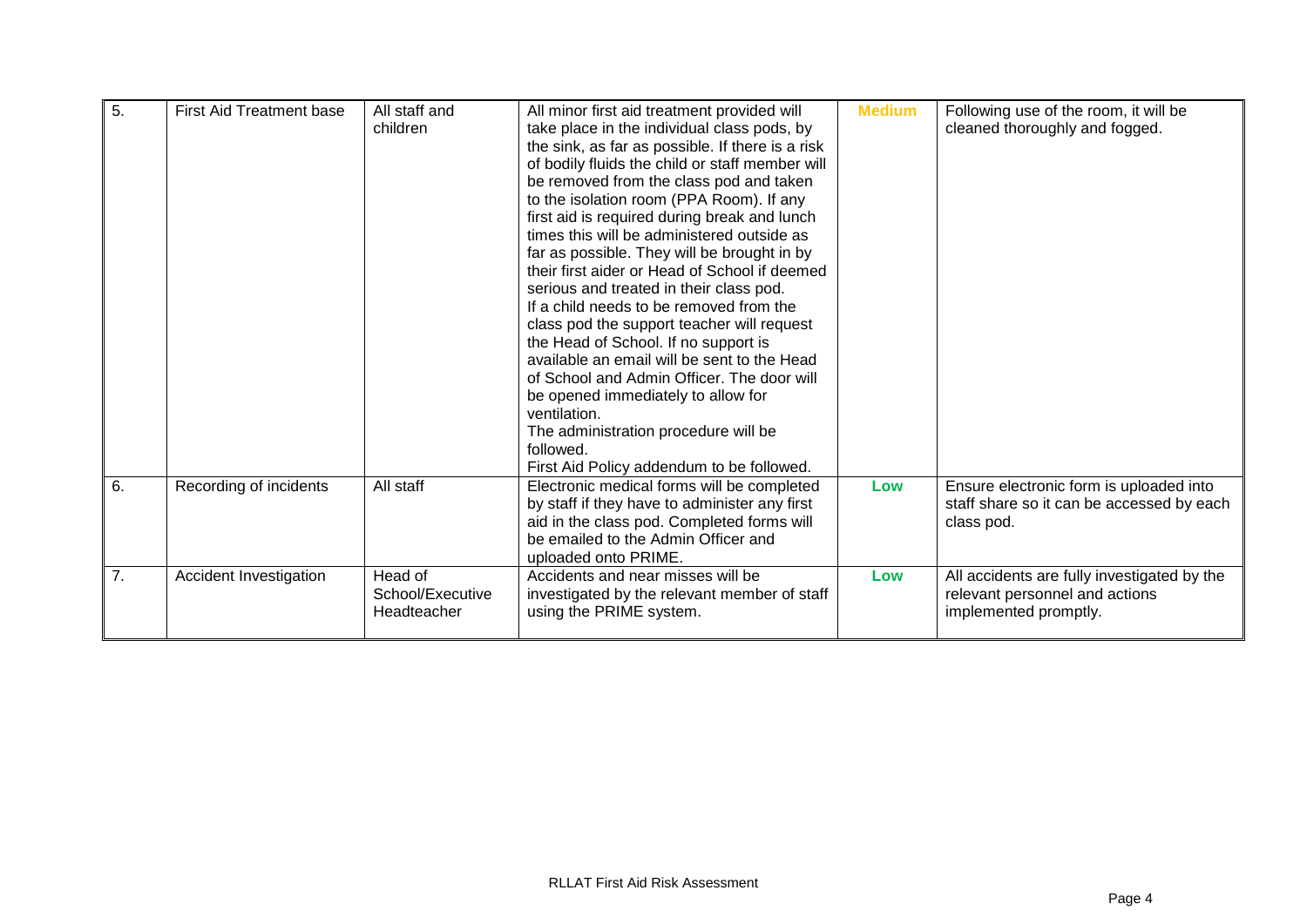| 5. | First Aid Treatment base | All staff and children | All minor first aid treatment provided will take place in the individual class pods, by the sink, as far as possible. If there is a risk of bodily fluids the child or staff member will be removed from the class pod and taken to the isolation room (PPA Room). If any first aid is required during break and lunch times this will be administered outside as far as possible. They will be brought in by their first aider or Head of School if deemed serious and treated in their class pod.<br>If a child needs to be removed from the class pod the support teacher will request the Head of School. If no support is available an email will be sent to the Head of School and Admin Officer. The door will be opened immediately to allow for ventilation.<br>The administration procedure will be followed.<br>First Aid Policy addendum to be followed. | **Medium** | Following use of the room, it will be cleaned thoroughly and fogged. |
|---|---|---|---|---|---|
| 6. | Recording of incidents | All staff | Electronic medical forms will be completed by staff if they have to administer any first aid in the class pod. Completed forms will be emailed to the Admin Officer and uploaded onto PRIME. | **Low** | Ensure electronic form is uploaded into staff share so it can be accessed by each class pod. |
| 7. | Accident Investigation | Head of School/Executive Headteacher | Accidents and near misses will be investigated by the relevant member of staff using the PRIME system. | **Low** | All accidents are fully investigated by the relevant personnel and actions implemented promptly. |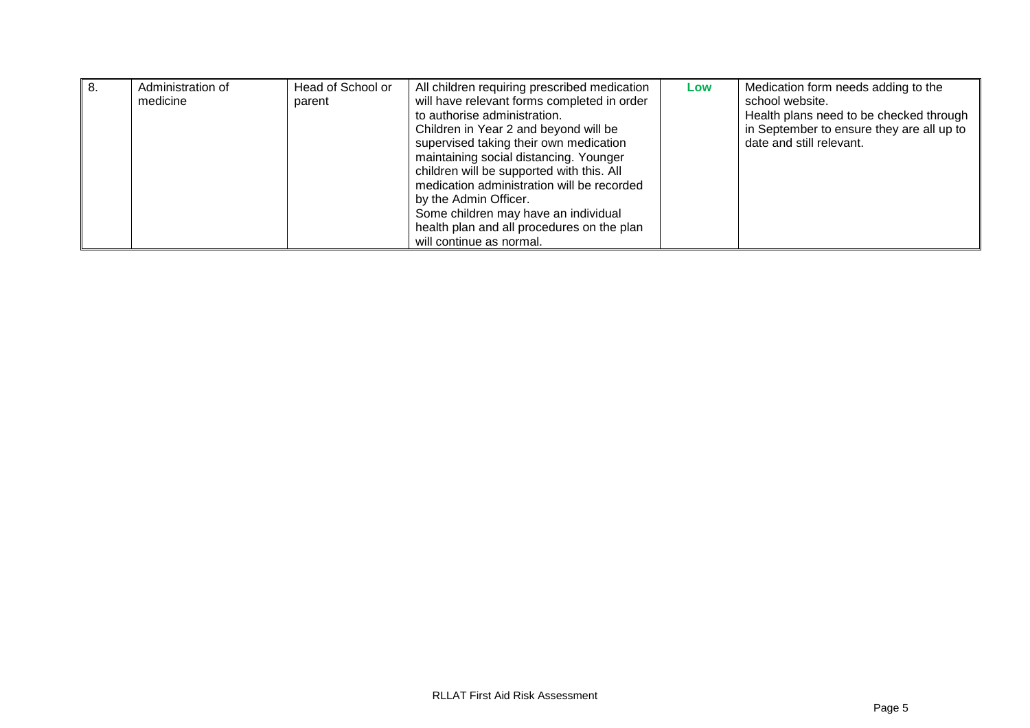| | | | | | |
|---|---|---|---|---|---|
| 8. | Administration of medicine | Head of School or parent | All children requiring prescribed medication will have relevant forms completed in order to authorise administration.<br>Children in Year 2 and beyond will be supervised taking their own medication maintaining social distancing. Younger children will be supported with this. All medication administration will be recorded by the Admin Officer.<br>Some children may have an individual health plan and all procedures on the plan will continue as normal. | **Low** | Medication form needs adding to the school website.<br>Health plans need to be checked through in September to ensure they are all up to date and still relevant. |